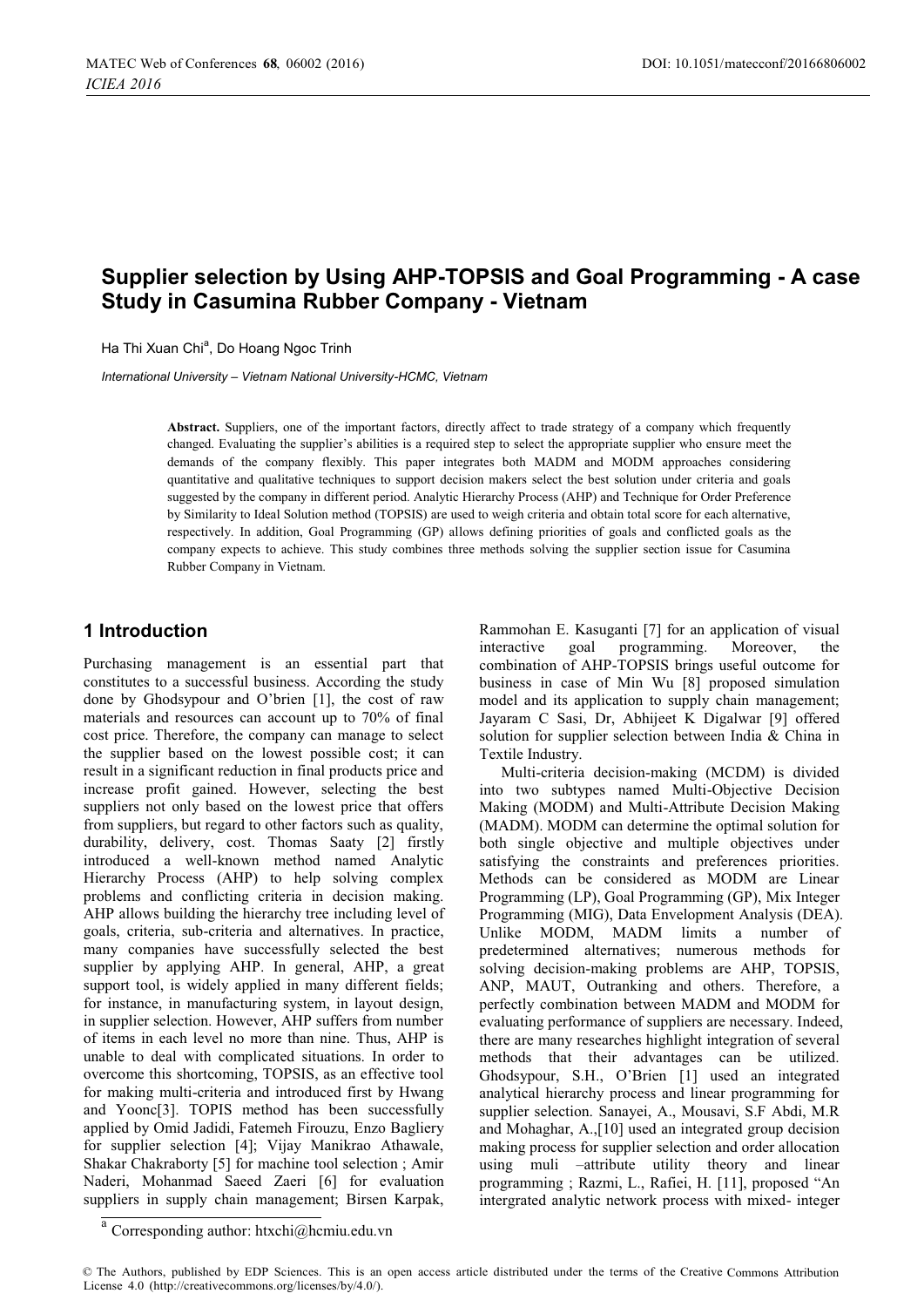# Supplier selection by Using AHP-TOPSIS and Goal Programming - A case Study in Casumina Rubber Company - Vietnam

Ha Thi Xuan Chi[a], Do Hoang Ngoc Trinh

*International University – Vietnam National University-HCMC, Vietnam*

**Abstract.** Suppliers, one of the important factors, directly affect to trade strategy of a company which frequently changed. Evaluating the supplier's abilities is a required step to select the appropriate supplier who ensure meet the demands of the company flexibly. This paper integrates both MADM and MODM approaches considering quantitative and qualitative techniques to support decision makers select the best solution under criteria and goals suggested by the company in different period. Analytic Hierarchy Process (AHP) and Technique for Order Preference by Similarity to Ideal Solution method (TOPSIS) are used to weigh criteria and obtain total score for each alternative, respectively. In addition, Goal Programming (GP) allows defining priorities of goals and conflicted goals as the company expects to achieve. This study combines three methods solving the supplier section issue for Casumina Rubber Company in Vietnam.

## 1 Introduction

Purchasing management is an essential part that constitutes to a successful business. According the study done by Ghodsypour and O'brien [1], the cost of raw materials and resources can account up to 70% of final cost price. Therefore, the company can manage to select the supplier based on the lowest possible cost; it can result in a significant reduction in final products price and increase profit gained. However, selecting the best suppliers not only based on the lowest price that offers from suppliers, but regard to other factors such as quality, durability, delivery, cost. Thomas Saaty [2] firstly introduced a well-known method named Analytic Hierarchy Process (AHP) to help solving complex problems and conflicting criteria in decision making. AHP allows building the hierarchy tree including level of goals, criteria, sub-criteria and alternatives. In practice, many companies have successfully selected the best supplier by applying AHP. In general, AHP, a great support tool, is widely applied in many different fields; for instance, in manufacturing system, in layout design, in supplier selection. However, AHP suffers from number of items in each level no more than nine. Thus, AHP is unable to deal with complicated situations. In order to overcome this shortcoming, TOPSIS, as an effective tool for making multi-criteria and introduced first by Hwang and Yoonc[3]. TOPIS method has been successfully applied by Omid Jadidi, Fatemeh Firouzu, Enzo Bagliery for supplier selection [4]; Vijay Manikrao Athawale, Shakar Chakraborty [5] for machine tool selection ; Amir Naderi, Mohanmad Saeed Zaeri [6] for evaluation suppliers in supply chain management; Birsen Karpak, Rammohan E. Kasuganti [7] for an application of visual interactive goal programming. Moreover, the combination of AHP-TOPSIS brings useful outcome for business in case of Min Wu [8] proposed simulation model and its application to supply chain management; Jayaram C Sasi, Dr, Abhijeet K Digalwar [9] offered solution for supplier selection between India & China in Textile Industry.

Multi-criteria decision-making (MCDM) is divided into two subtypes named Multi-Objective Decision Making (MODM) and Multi-Attribute Decision Making (MADM). MODM can determine the optimal solution for both single objective and multiple objectives under satisfying the constraints and preferences priorities. Methods can be considered as MODM are Linear Programming (LP), Goal Programming (GP), Mix Integer Programming (MIG), Data Envelopment Analysis (DEA). Unlike MODM, MADM limits a number of predetermined alternatives; numerous methods for solving decision-making problems are AHP, TOPSIS, ANP, MAUT, Outranking and others. Therefore, a perfectly combination between MADM and MODM for evaluating performance of suppliers are necessary. Indeed, there are many researches highlight integration of several methods that their advantages can be utilized. Ghodsypour, S.H., O'Brien [1] used an integrated analytical hierarchy process and linear programming for supplier selection. Sanayei, A., Mousavi, S.F Abdi, M.R and Mohaghar, A.,[10] used an integrated group decision making process for supplier selection and order allocation using muli –attribute utility theory and linear programming ; Razmi, L., Rafiei, H. [11], proposed "An intergrated analytic network process with mixed- integer

[a] Corresponding author: htxchi@hcmiu.edu.vn

© The Authors, published by EDP Sciences. This is an open access article distributed under the terms of the Creative Commons Attribution License 4.0 (http://creativecommons.org/licenses/by/4.0/).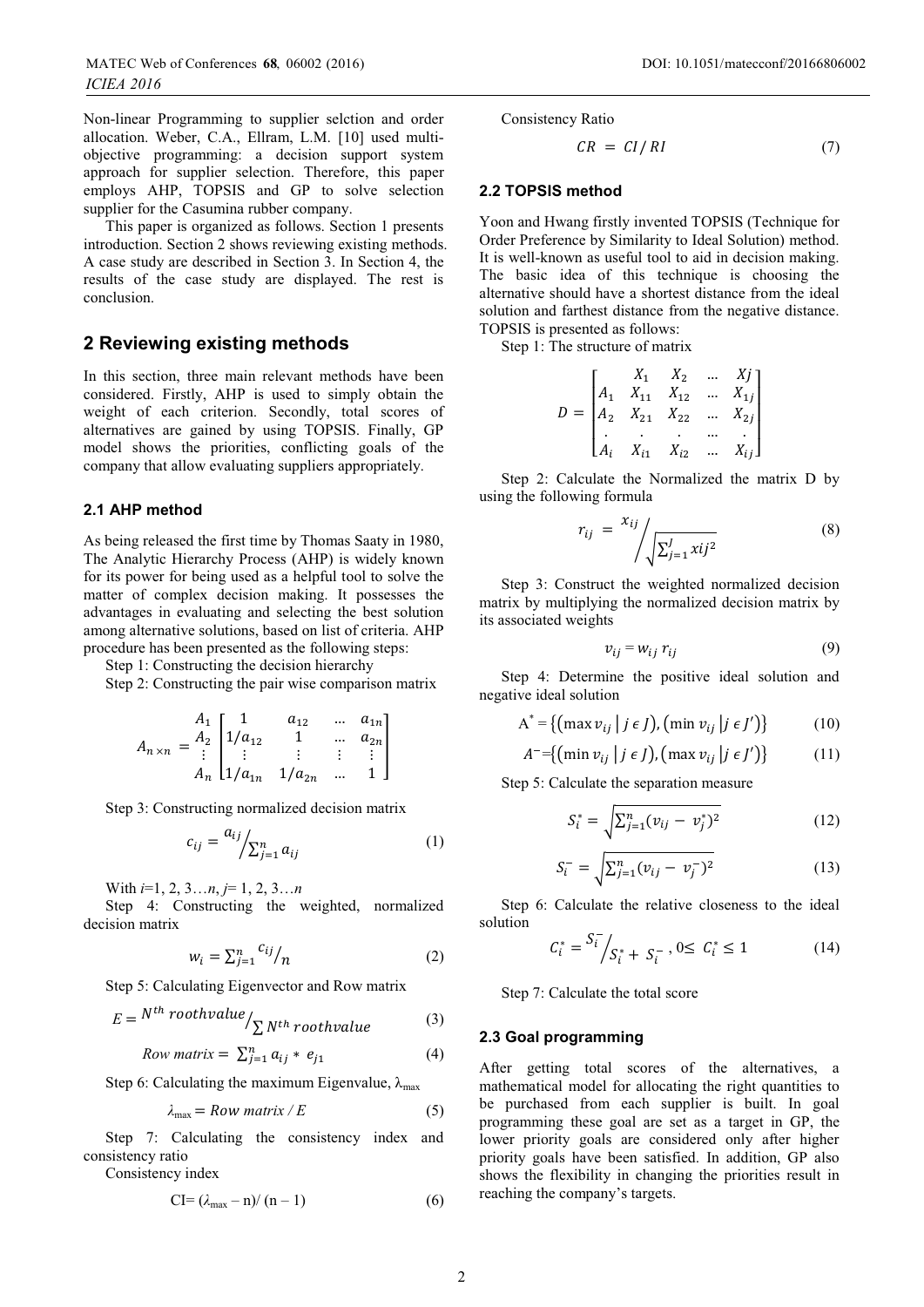Non-linear Programming to supplier selction and order allocation. Weber, C.A., Ellram, L.M. [10] used multi-objective programming: a decision support system approach for supplier selection. Therefore, this paper employs AHP, TOPSIS and GP to solve selection supplier for the Casumina rubber company.

This paper is organized as follows. Section 1 presents introduction. Section 2 shows reviewing existing methods. A case study are described in Section 3. In Section 4, the results of the case study are displayed. The rest is conclusion.

## 2 Reviewing existing methods

In this section, three main relevant methods have been considered. Firstly, AHP is used to simply obtain the weight of each criterion. Secondly, total scores of alternatives are gained by using TOPSIS. Finally, GP model shows the priorities, conflicting goals of the company that allow evaluating suppliers appropriately.

### 2.1 AHP method

As being released the first time by Thomas Saaty in 1980, The Analytic Hierarchy Process (AHP) is widely known for its power for being used as a helpful tool to solve the matter of complex decision making. It possesses the advantages in evaluating and selecting the best solution among alternative solutions, based on list of criteria. AHP procedure has been presented as the following steps:

Step 1: Constructing the decision hierarchy

Step 2: Constructing the pair wise comparison matrix

$$A_{n\times n} = \begin{matrix} A_1 \\ A_2 \\ \vdots \\ A_n \end{matrix} \begin{bmatrix} 1 & a_{12} & \dots & a_{1n} \\ 1/a_{12} & 1 & \dots & a_{2n} \\ \vdots & \vdots & \vdots & \vdots \\ 1/a_{1n} & 1/a_{2n} & \dots & 1 \end{bmatrix}$$

Step 3: Constructing normalized decision matrix

$$c_{ij} = {a_{ij}}\Big/{\sum_{j=1}^{n} a_{ij}} \tag{1}$$

With $i$=1, 2, 3…$n$, $j$= 1, 2, 3…$n$

Step 4: Constructing the weighted, normalized decision matrix

$$w_i = \sum_{j=1}^{n} {c_{ij}}/{n} \tag{2}$$

Step 5: Calculating Eigenvector and Row matrix

$$E = {N^{th}\, root value}\Big/{\sum N^{th}\, root value} \tag{3}$$

$$Row\ matrix = \sum_{j=1}^{n} a_{ij} * e_{j1} \tag{4}$$

Step 6: Calculating the maximum Eigenvalue, $\lambda_{max}$

$$\lambda_{max} = Row\ matrix\ /\ E \tag{5}$$

Step 7: Calculating the consistency index and consistency ratio

Consistency index

$$CI = (\lambda_{max} - n)/\,(n - 1) \tag{6}$$

Consistency Ratio

$$CR = CI\,/\,RI \tag{7}$$

### 2.2 TOPSIS method

Yoon and Hwang firstly invented TOPSIS (Technique for Order Preference by Similarity to Ideal Solution) method. It is well-known as useful tool to aid in decision making. The basic idea of this technique is choosing the alternative should have a shortest distance from the ideal solution and farthest distance from the negative distance. TOPSIS is presented as follows:

Step 1: The structure of matrix

$$D = \begin{bmatrix} & X_1 & X_2 & \dots & Xj \\ A_1 & X_{11} & X_{12} & \dots & X_{1j} \\ A_2 & X_{21} & X_{22} & \dots & X_{2j} \\ . & . & . & \dots & . \\ A_i & X_{i1} & X_{i2} & \dots & X_{ij} \end{bmatrix}$$

Step 2: Calculate the Normalized the matrix D by using the following formula

$$r_{ij} = {x_{ij}}\Big/{\sqrt{\sum_{j=1}^{J} xij^2}} \tag{8}$$

Step 3: Construct the weighted normalized decision matrix by multiplying the normalized decision matrix by its associated weights

$$v_{ij} = w_{ij}\, r_{ij} \tag{9}$$

Step 4: Determine the positive ideal solution and negative ideal solution

$$A^* = \{(\max v_{ij} \mid j \in J), (\min v_{ij} \mid j \in J')\} \tag{10}$$

$$A^- = \{(\min v_{ij} \mid j \in J), (\max v_{ij} \mid j \in J')\} \tag{11}$$

Step 5: Calculate the separation measure

$$S_i^* = \sqrt{\sum_{j=1}^{n} (v_{ij} - v_j^*)^2} \tag{12}$$

$$S_i^- = \sqrt{\sum_{j=1}^{n} (v_{ij} - v_j^-)^2} \tag{13}$$

Step 6: Calculate the relative closeness to the ideal solution

$$C_i^* = {S_i^-}\Big/{S_i^* + S_i^-},\ 0 \le C_i^* \le 1 \tag{14}$$

Step 7: Calculate the total score

### 2.3 Goal programming

After getting total scores of the alternatives, a mathematical model for allocating the right quantities to be purchased from each supplier is built. In goal programming these goal are set as a target in GP, the lower priority goals are considered only after higher priority goals have been satisfied. In addition, GP also shows the flexibility in changing the priorities result in reaching the company's targets.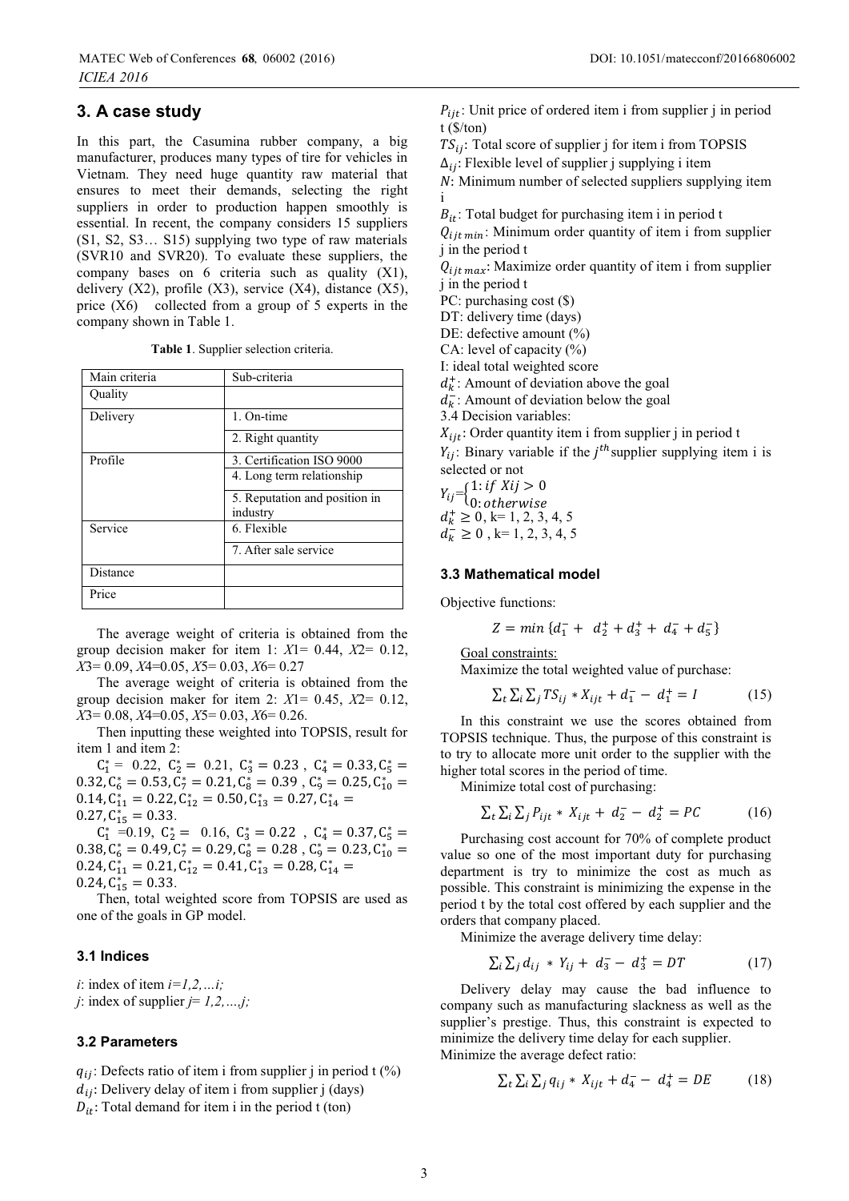## 3. A case study

In this part, the Casumina rubber company, a big manufacturer, produces many types of tire for vehicles in Vietnam. They need huge quantity raw material that ensures to meet their demands, selecting the right suppliers in order to production happen smoothly is essential. In recent, the company considers 15 suppliers (S1, S2, S3… S15) supplying two type of raw materials (SVR10 and SVR20). To evaluate these suppliers, the company bases on 6 criteria such as quality (X1), delivery (X2), profile (X3), service (X4), distance (X5), price (X6) collected from a group of 5 experts in the company shown in Table 1.

**Table 1**. Supplier selection criteria.

| Main criteria | Sub-criteria |
|---|---|
| Quality | |
| Delivery | 1. On-time |
| | 2. Right quantity |
| Profile | 3. Certification ISO 9000 |
| | 4. Long term relationship |
| | 5. Reputation and position in industry |
| Service | 6. Flexible |
| | 7. After sale service |
| Distance | |
| Price | |

The average weight of criteria is obtained from the group decision maker for item 1: *X*1= 0.44, *X*2= 0.12, *X*3= 0.09, *X*4=0.05, *X*5= 0.03, *X*6= 0.27

The average weight of criteria is obtained from the group decision maker for item 2: *X*1= 0.45, *X*2= 0.12, *X*3= 0.08, *X*4=0.05, *X*5= 0.03, *X*6= 0.26.

Then inputting these weighted into TOPSIS, result for item 1 and item 2:

$C_1^* = 0.22$, $C_2^* = 0.21$, $C_3^* = 0.23$, $C_4^* = 0.33$, $C_5^* = 0.32$, $C_6^* = 0.53$, $C_7^* = 0.21$, $C_8^* = 0.39$, $C_9^* = 0.25$, $C_{10}^* = 0.14$, $C_{11}^* = 0.22$, $C_{12}^* = 0.50$, $C_{13}^* = 0.27$, $C_{14}^* = 0.27$, $C_{15}^* = 0.33$.

$C_1^* = 0.19$, $C_2^* = 0.16$, $C_3^* = 0.22$, $C_4^* = 0.37$, $C_5^* = 0.38$, $C_6^* = 0.49$, $C_7^* = 0.29$, $C_8^* = 0.28$, $C_9^* = 0.23$, $C_{10}^* = 0.24$, $C_{11}^* = 0.21$, $C_{12}^* = 0.41$, $C_{13}^* = 0.28$, $C_{14}^* = 0.24$, $C_{15}^* = 0.33$.

Then, total weighted score from TOPSIS are used as one of the goals in GP model.

### 3.1 Indices

*i*: index of item *i=1,2,…i;*

*j*: index of supplier *j= 1,2,…,j;*

### 3.2 Parameters

$q_{ij}$: Defects ratio of item i from supplier j in period t (%)

$d_{ij}$: Delivery delay of item i from supplier j (days)

$D_{it}$: Total demand for item i in the period t (ton)

$P_{ijt}$: Unit price of ordered item i from supplier j in period t ($/ton)

$TS_{ij}$: Total score of supplier j for item i from TOPSIS

$\Delta_{ij}$: Flexible level of supplier j supplying i item

$N$: Minimum number of selected suppliers supplying item i

$B_{it}$: Total budget for purchasing item i in period t

$Q_{ijt\,min}$: Minimum order quantity of item i from supplier j in the period t

$Q_{ijt\,max}$: Maximize order quantity of item i from supplier j in the period t

PC: purchasing cost ($)

DT: delivery time (days)

DE: defective amount (%)

CA: level of capacity (%)

I: ideal total weighted score

$d_k^+$: Amount of deviation above the goal

$d_k^-$: Amount of deviation below the goal

3.4 Decision variables:

$X_{ijt}$: Order quantity item i from supplier j in period t

$Y_{ij}$: Binary variable if the $j^{th}$ supplier supplying item i is selected or not

$$Y_{ij}=\begin{cases}1: if\ Xij > 0\\ 0: otherwise\end{cases}$$

$d_k^+ \geq 0$, k= 1, 2, 3, 4, 5

$d_k^- \geq 0$ , k= 1, 2, 3, 4, 5

### 3.3 Mathematical model

Objective functions:

$$Z = min\,\{d_1^- + d_2^+ + d_3^+ + d_4^- + d_5^-\}$$

Goal constraints:

Maximize the total weighted value of purchase:

$$\sum_t \sum_i \sum_j TS_{ij} * X_{ijt} + d_1^- - d_1^+ = I \qquad (15)$$

In this constraint we use the scores obtained from TOPSIS technique. Thus, the purpose of this constraint is to try to allocate more unit order to the supplier with the higher total scores in the period of time.

Minimize total cost of purchasing:

$$\sum_t \sum_i \sum_j P_{ijt} * X_{ijt} + d_2^- - d_2^+ = PC \qquad (16)$$

Purchasing cost account for 70% of complete product value so one of the most important duty for purchasing department is try to minimize the cost as much as possible. This constraint is minimizing the expense in the period t by the total cost offered by each supplier and the orders that company placed.

Minimize the average delivery time delay:

$$\sum_i \sum_j d_{ij} * Y_{ij} + d_3^- - d_3^+ = DT \qquad (17)$$

Delivery delay may cause the bad influence to company such as manufacturing slackness as well as the supplier's prestige. Thus, this constraint is expected to minimize the delivery time delay for each supplier.

Minimize the average defect ratio:

$$\sum_t \sum_i \sum_j q_{ij} * X_{ijt} + d_4^- - d_4^+ = DE \qquad (18)$$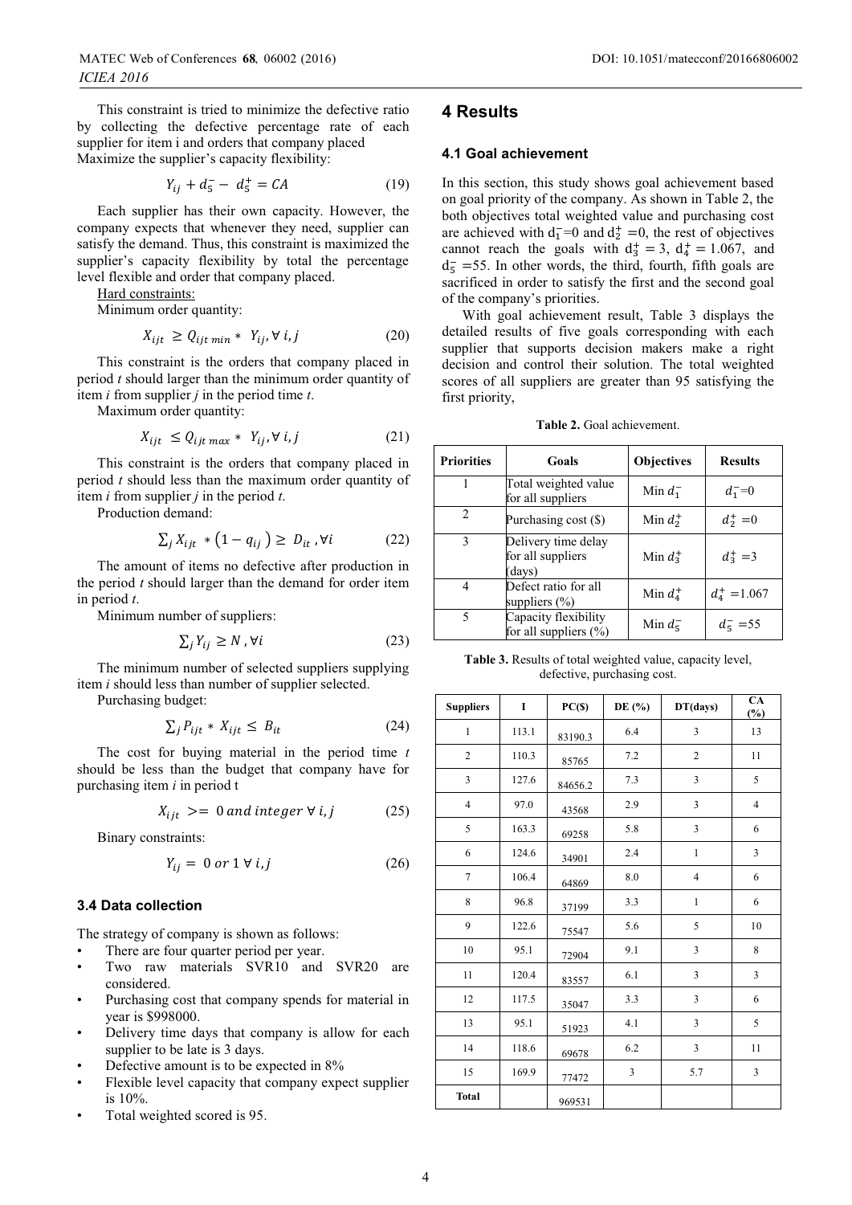This constraint is tried to minimize the defective ratio by collecting the defective percentage rate of each supplier for item i and orders that company placed

Maximize the supplier's capacity flexibility:

$$Y_{ij} + d_5^- - d_5^+ = CA \tag{19}$$

Each supplier has their own capacity. However, the company expects that whenever they need, supplier can satisfy the demand. Thus, this constraint is maximized the supplier's capacity flexibility by total the percentage level flexible and order that company placed.

Hard constraints:

Minimum order quantity:

$$X_{ijt} \geq Q_{ijt\,min} * Y_{ij}, \forall\, i, j \tag{20}$$

This constraint is the orders that company placed in period *t* should larger than the minimum order quantity of item *i* from supplier *j* in the period time *t*.

Maximum order quantity:

$$X_{ijt} \leq Q_{ijt\,max} * Y_{ij}, \forall\, i, j \tag{21}$$

This constraint is the orders that company placed in period *t* should less than the maximum order quantity of item *i* from supplier *j* in the period *t*.

Production demand:

$$\sum_j X_{ijt} * (1 - q_{ij}) \geq D_{it}, \forall i \tag{22}$$

The amount of items no defective after production in the period *t* should larger than the demand for order item in period *t*.

Minimum number of suppliers:

$$\sum_j Y_{ij} \geq N, \forall i \tag{23}$$

The minimum number of selected suppliers supplying item *i* should less than number of supplier selected.

Purchasing budget:

$$\sum_j P_{ijt} * X_{ijt} \leq B_{it} \tag{24}$$

The cost for buying material in the period time *t* should be less than the budget that company have for purchasing item *i* in period t

$$X_{ijt} >= 0\; and\; integer\; \forall\, i, j \tag{25}$$

Binary constraints:

$$Y_{ij} = 0\; or\; 1\; \forall\, i, j \tag{26}$$

### 3.4 Data collection

The strategy of company is shown as follows:

- There are four quarter period per year.
- Two raw materials SVR10 and SVR20 are considered.
- Purchasing cost that company spends for material in year is $998000.
- Delivery time days that company is allow for each supplier to be late is 3 days.
- Defective amount is to be expected in 8%
- Flexible level capacity that company expect supplier is 10%.
- Total weighted scored is 95.

## 4 Results

### 4.1 Goal achievement

In this section, this study shows goal achievement based on goal priority of the company. As shown in Table 2, the both objectives total weighted value and purchasing cost are achieved with $d_1^-=0$ and $d_2^+=0$, the rest of objectives cannot reach the goals with $d_3^+=3$, $d_4^+=1.067$, and $d_5^-=55$. In other words, the third, fourth, fifth goals are sacrificed in order to satisfy the first and the second goal of the company's priorities.

With goal achievement result, Table 3 displays the detailed results of five goals corresponding with each supplier that supports decision makers make a right decision and control their solution. The total weighted scores of all suppliers are greater than 95 satisfying the first priority,

**Table 2.** Goal achievement.

| Priorities | Goals | Objectives | Results |
|---|---|---|---|
| 1 | Total weighted value for all suppliers | Min $d_1^-$ | $d_1^-=0$ |
| 2 | Purchasing cost ($) | Min $d_2^+$ | $d_2^+=0$ |
| 3 | Delivery time delay for all suppliers (days) | Min $d_3^+$ | $d_3^+=3$ |
| 4 | Defect ratio for all suppliers (%) | Min $d_4^+$ | $d_4^+=1.067$ |
| 5 | Capacity flexibility for all suppliers (%) | Min $d_5^-$ | $d_5^-=55$ |

**Table 3.** Results of total weighted value, capacity level, defective, purchasing cost.

| Suppliers | I | PC($) | DE (%) | DT(days) | CA (%) |
|---|---|---|---|---|---|
| 1 | 113.1 | 83190.3 | 6.4 | 3 | 13 |
| 2 | 110.3 | 85765 | 7.2 | 2 | 11 |
| 3 | 127.6 | 84656.2 | 7.3 | 3 | 5 |
| 4 | 97.0 | 43568 | 2.9 | 3 | 4 |
| 5 | 163.3 | 69258 | 5.8 | 3 | 6 |
| 6 | 124.6 | 34901 | 2.4 | 1 | 3 |
| 7 | 106.4 | 64869 | 8.0 | 4 | 6 |
| 8 | 96.8 | 37199 | 3.3 | 1 | 6 |
| 9 | 122.6 | 75547 | 5.6 | 5 | 10 |
| 10 | 95.1 | 72904 | 9.1 | 3 | 8 |
| 11 | 120.4 | 83557 | 6.1 | 3 | 3 |
| 12 | 117.5 | 35047 | 3.3 | 3 | 6 |
| 13 | 95.1 | 51923 | 4.1 | 3 | 5 |
| 14 | 118.6 | 69678 | 6.2 | 3 | 11 |
| 15 | 169.9 | 77472 | 3 | 5.7 | 3 |
| Total | | 969531 | | | |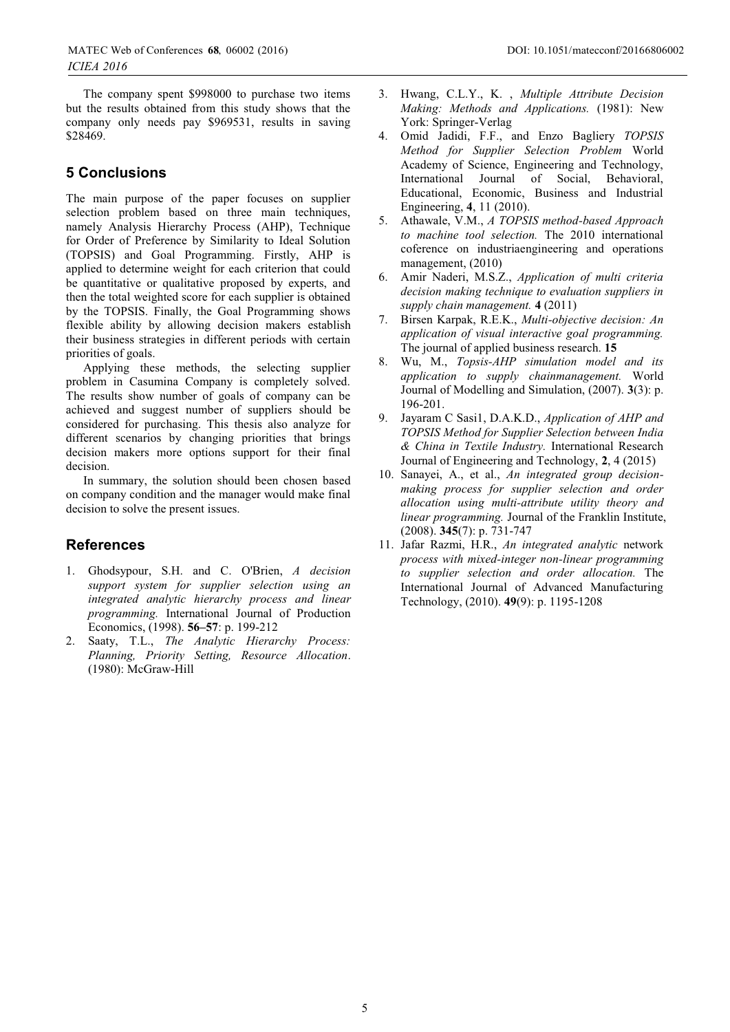The company spent $998000 to purchase two items but the results obtained from this study shows that the company only needs pay $969531, results in saving $28469.

## 5 Conclusions

The main purpose of the paper focuses on supplier selection problem based on three main techniques, namely Analysis Hierarchy Process (AHP), Technique for Order of Preference by Similarity to Ideal Solution (TOPSIS) and Goal Programming. Firstly, AHP is applied to determine weight for each criterion that could be quantitative or qualitative proposed by experts, and then the total weighted score for each supplier is obtained by the TOPSIS. Finally, the Goal Programming shows flexible ability by allowing decision makers establish their business strategies in different periods with certain priorities of goals.

Applying these methods, the selecting supplier problem in Casumina Company is completely solved. The results show number of goals of company can be achieved and suggest number of suppliers should be considered for purchasing. This thesis also analyze for different scenarios by changing priorities that brings decision makers more options support for their final decision.

In summary, the solution should been chosen based on company condition and the manager would make final decision to solve the present issues.

## References

1. Ghodsypour, S.H. and C. O'Brien, *A decision support system for supplier selection using an integrated analytic hierarchy process and linear programming.* International Journal of Production Economics, (1998). **56–57**: p. 199-212
2. Saaty, T.L., *The Analytic Hierarchy Process: Planning, Priority Setting, Resource Allocation*. (1980): McGraw-Hill
3. Hwang, C.L.Y., K. , *Multiple Attribute Decision Making: Methods and Applications.* (1981): New York: Springer-Verlag
4. Omid Jadidi, F.F., and Enzo Bagliery *TOPSIS Method for Supplier Selection Problem* World Academy of Science, Engineering and Technology, International Journal of Social, Behavioral, Educational, Economic, Business and Industrial Engineering, **4**, 11 (2010).
5. Athawale, V.M., *A TOPSIS method-based Approach to machine tool selection.* The 2010 international coference on industriaengineering and operations management, (2010)
6. Amir Naderi, M.S.Z., *Application of multi criteria decision making technique to evaluation suppliers in supply chain management.* **4** (2011)
7. Birsen Karpak, R.E.K., *Multi-objective decision: An application of visual interactive goal programming.* The journal of applied business research. **15**
8. Wu, M., *Topsis-AHP simulation model and its application to supply chainmanagement.* World Journal of Modelling and Simulation, (2007). **3**(3): p. 196-201.
9. Jayaram C Sasi1, D.A.K.D., *Application of AHP and TOPSIS Method for Supplier Selection between India & China in Textile Industry.* International Research Journal of Engineering and Technology, **2**, 4 (2015)
10. Sanayei, A., et al., *An integrated group decision-making process for supplier selection and order allocation using multi-attribute utility theory and linear programming.* Journal of the Franklin Institute, (2008). **345**(7): p. 731-747
11. Jafar Razmi, H.R., *An integrated analytic* network *process with mixed-integer non-linear programming to supplier selection and order allocation.* The International Journal of Advanced Manufacturing Technology, (2010). **49**(9): p. 1195-1208